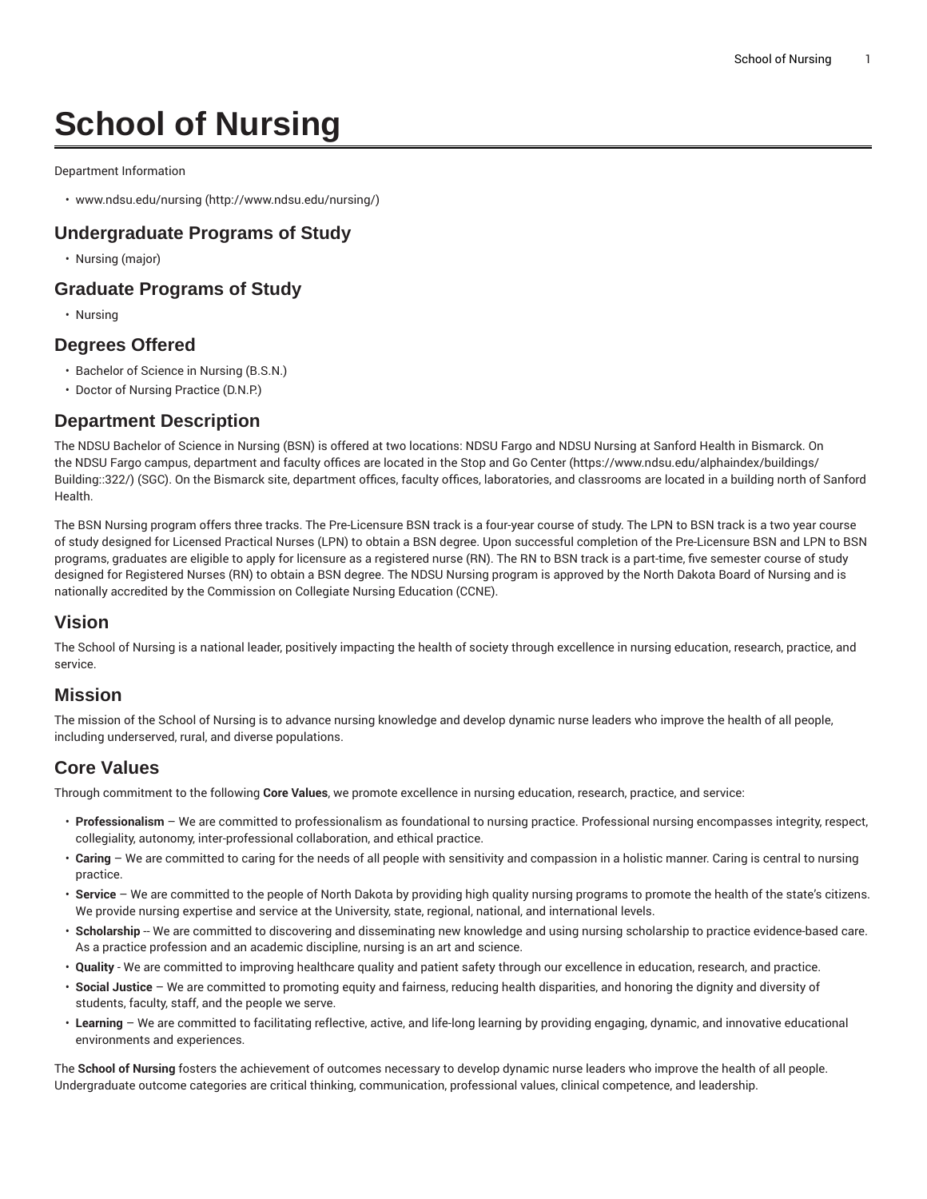# School of Nursing

Department Information

- www.ndsu.edu/nursing (http://www.ndsu.edu/nursing/)

## Undergraduate Programs of Study

- Nursing (major)

## Graduate Programs of Study

- Nursing

## Degrees Offered

- Bachelor of Science in Nursing (B.S.N.)
- Doctor of Nursing Practice (D.N.P.)

## Department Description

The NDSU Bachelor of Science in Nursing (BSN) is offered at two locations: NDSU Fargo and NDSU Nursing at Sanford Health in Bismarck. On the NDSU Fargo campus, department and faculty offices are located in the Stop and Go Center (https://www.ndsu.edu/alphaindex/buildings/Building::322/) (SGC). On the Bismarck site, department offices, faculty offices, laboratories, and classrooms are located in a building north of Sanford Health.

The BSN Nursing program offers three tracks. The Pre-Licensure BSN track is a four-year course of study. The LPN to BSN track is a two year course of study designed for Licensed Practical Nurses (LPN) to obtain a BSN degree. Upon successful completion of the Pre-Licensure BSN and LPN to BSN programs, graduates are eligible to apply for licensure as a registered nurse (RN). The RN to BSN track is a part-time, five semester course of study designed for Registered Nurses (RN) to obtain a BSN degree. The NDSU Nursing program is approved by the North Dakota Board of Nursing and is nationally accredited by the Commission on Collegiate Nursing Education (CCNE).

## Vision

The School of Nursing is a national leader, positively impacting the health of society through excellence in nursing education, research, practice, and service.

## Mission

The mission of the School of Nursing is to advance nursing knowledge and develop dynamic nurse leaders who improve the health of all people, including underserved, rural, and diverse populations.

## Core Values

Through commitment to the following **Core Values**, we promote excellence in nursing education, research, practice, and service:

- **Professionalism** – We are committed to professionalism as foundational to nursing practice. Professional nursing encompasses integrity, respect, collegiality, autonomy, inter-professional collaboration, and ethical practice.
- **Caring** – We are committed to caring for the needs of all people with sensitivity and compassion in a holistic manner. Caring is central to nursing practice.
- **Service** – We are committed to the people of North Dakota by providing high quality nursing programs to promote the health of the state's citizens. We provide nursing expertise and service at the University, state, regional, national, and international levels.
- **Scholarship** -- We are committed to discovering and disseminating new knowledge and using nursing scholarship to practice evidence-based care. As a practice profession and an academic discipline, nursing is an art and science.
- **Quality** - We are committed to improving healthcare quality and patient safety through our excellence in education, research, and practice.
- **Social Justice** – We are committed to promoting equity and fairness, reducing health disparities, and honoring the dignity and diversity of students, faculty, staff, and the people we serve.
- **Learning** – We are committed to facilitating reflective, active, and life-long learning by providing engaging, dynamic, and innovative educational environments and experiences.

The **School of Nursing** fosters the achievement of outcomes necessary to develop dynamic nurse leaders who improve the health of all people. Undergraduate outcome categories are critical thinking, communication, professional values, clinical competence, and leadership.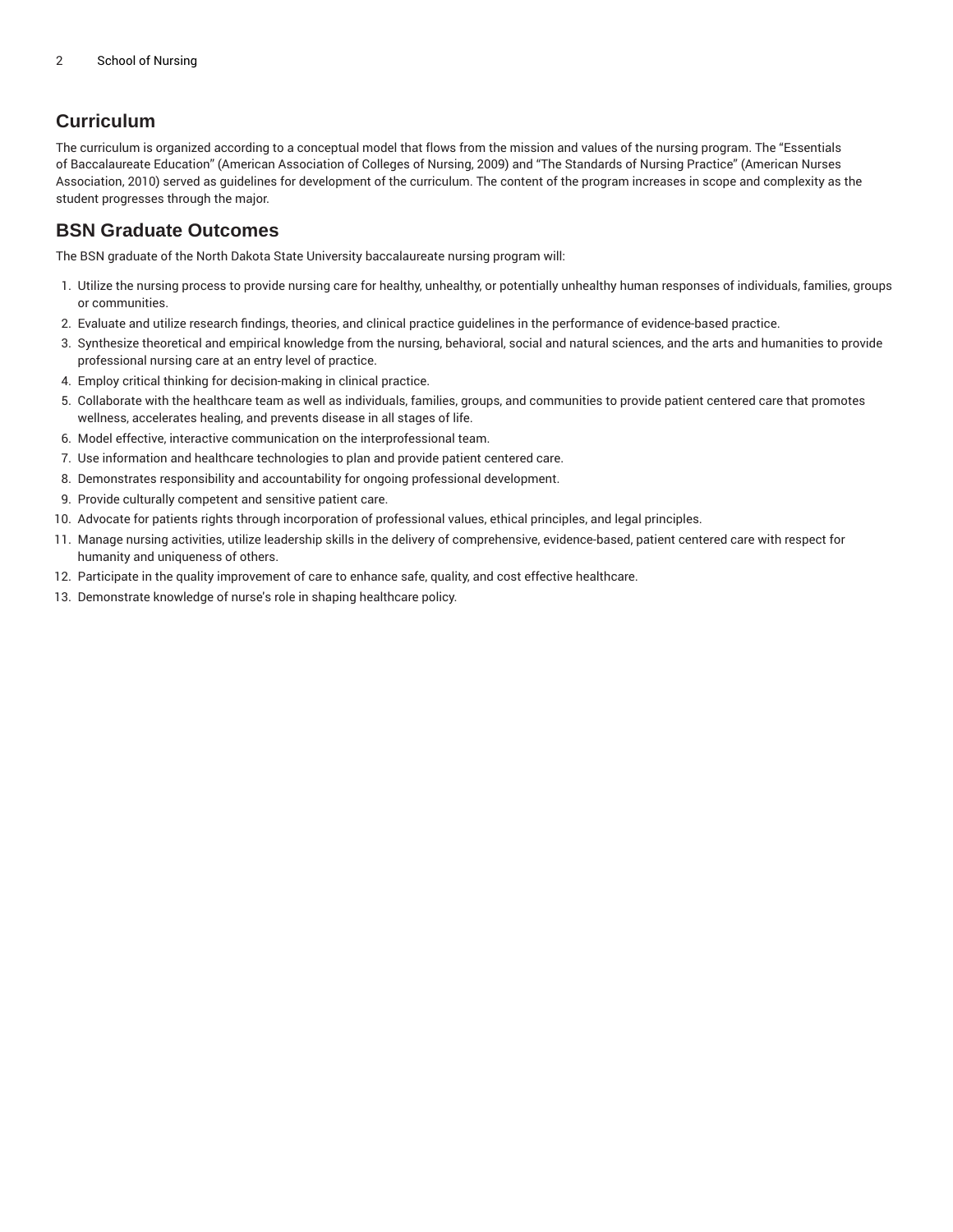## Curriculum

The curriculum is organized according to a conceptual model that flows from the mission and values of the nursing program. The “Essentials of Baccalaureate Education” (American Association of Colleges of Nursing, 2009) and “The Standards of Nursing Practice” (American Nurses Association, 2010) served as guidelines for development of the curriculum. The content of the program increases in scope and complexity as the student progresses through the major.

## BSN Graduate Outcomes

The BSN graduate of the North Dakota State University baccalaureate nursing program will:

1. Utilize the nursing process to provide nursing care for healthy, unhealthy, or potentially unhealthy human responses of individuals, families, groups or communities.
2. Evaluate and utilize research findings, theories, and clinical practice guidelines in the performance of evidence-based practice.
3. Synthesize theoretical and empirical knowledge from the nursing, behavioral, social and natural sciences, and the arts and humanities to provide professional nursing care at an entry level of practice.
4. Employ critical thinking for decision-making in clinical practice.
5. Collaborate with the healthcare team as well as individuals, families, groups, and communities to provide patient centered care that promotes wellness, accelerates healing, and prevents disease in all stages of life.
6. Model effective, interactive communication on the interprofessional team.
7. Use information and healthcare technologies to plan and provide patient centered care.
8. Demonstrates responsibility and accountability for ongoing professional development.
9. Provide culturally competent and sensitive patient care.
10. Advocate for patients rights through incorporation of professional values, ethical principles, and legal principles.
11. Manage nursing activities, utilize leadership skills in the delivery of comprehensive, evidence-based, patient centered care with respect for humanity and uniqueness of others.
12. Participate in the quality improvement of care to enhance safe, quality, and cost effective healthcare.
13. Demonstrate knowledge of nurse’s role in shaping healthcare policy.